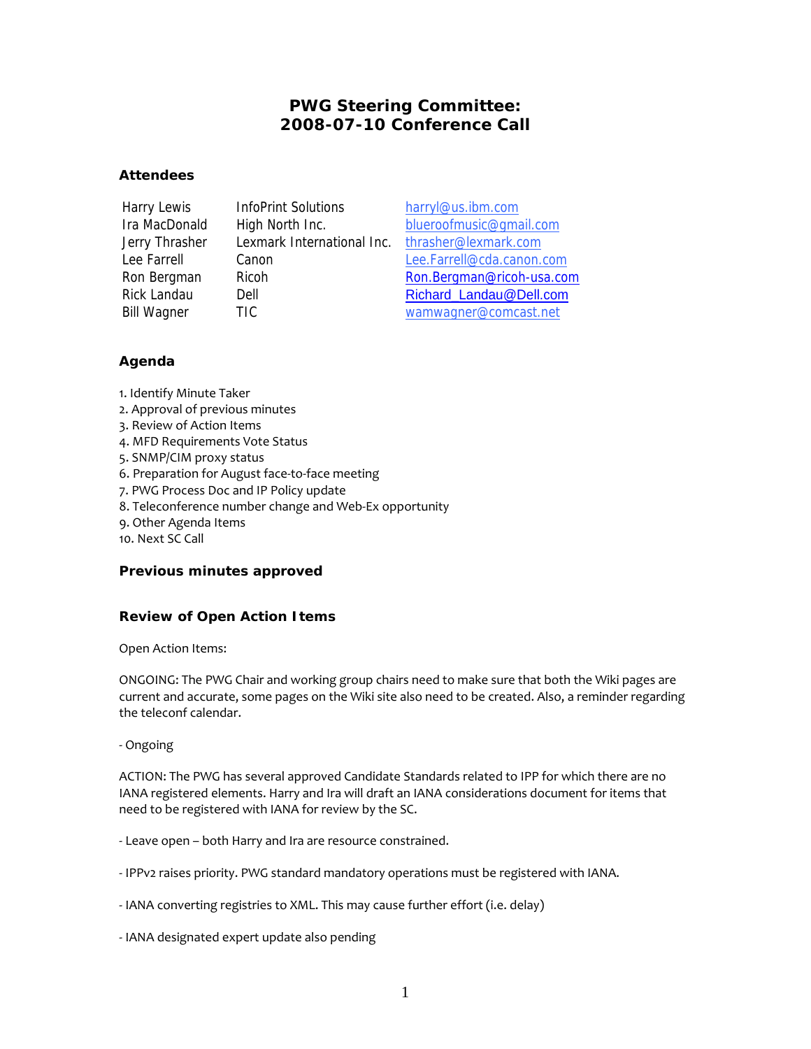# PWG Steering Committee: 2008-07-10 Conference Call

## Attendees

| | | |
|---|---|---|
| Harry Lewis | InfoPrint Solutions | harryl@us.ibm.com |
| Ira MacDonald | High North Inc. | blueroofmusic@gmail.com |
| Jerry Thrasher | Lexmark International Inc. | thrasher@lexmark.com |
| Lee Farrell | Canon | Lee.Farrell@cda.canon.com |
| Ron Bergman | Ricoh | Ron.Bergman@ricoh-usa.com |
| Rick Landau | Dell | Richard_Landau@Dell.com |
| Bill Wagner | TIC | wamwagner@comcast.net |

## Agenda

1. Identify Minute Taker
2. Approval of previous minutes
3. Review of Action Items
4. MFD Requirements Vote Status
5. SNMP/CIM proxy status
6. Preparation for August face-to-face meeting
7. PWG Process Doc and IP Policy update
8. Teleconference number change and Web-Ex opportunity
9. Other Agenda Items
10. Next SC Call

## Previous minutes approved

## Review of Open Action Items

Open Action Items:

ONGOING: The PWG Chair and working group chairs need to make sure that both the Wiki pages are current and accurate, some pages on the Wiki site also need to be created. Also, a reminder regarding the teleconf calendar.

- Ongoing

ACTION: The PWG has several approved Candidate Standards related to IPP for which there are no IANA registered elements. Harry and Ira will draft an IANA considerations document for items that need to be registered with IANA for review by the SC.

- Leave open – both Harry and Ira are resource constrained.

- IPPv2 raises priority. PWG standard mandatory operations must be registered with IANA.

- IANA converting registries to XML. This may cause further effort (i.e. delay)

- IANA designated expert update also pending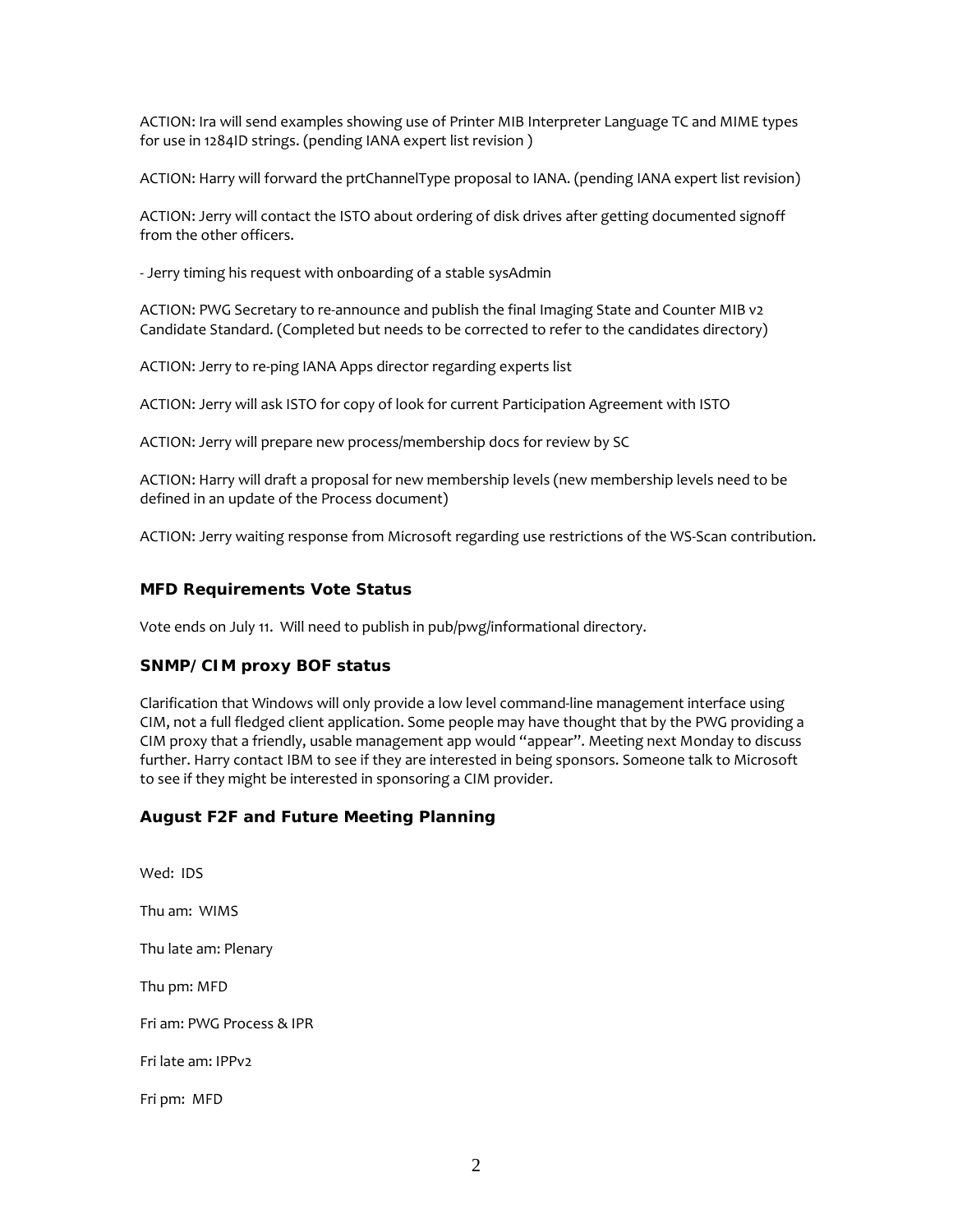ACTION: Ira will send examples showing use of Printer MIB Interpreter Language TC and MIME types for use in 1284ID strings. (pending IANA expert list revision )

ACTION: Harry will forward the prtChannelType proposal to IANA. (pending IANA expert list revision)

ACTION: Jerry will contact the ISTO about ordering of disk drives after getting documented signoff from the other officers.

- Jerry timing his request with onboarding of a stable sysAdmin

ACTION: PWG Secretary to re-announce and publish the final Imaging State and Counter MIB v2 Candidate Standard. (Completed but needs to be corrected to refer to the candidates directory)

ACTION: Jerry to re-ping IANA Apps director regarding experts list

ACTION: Jerry will ask ISTO for copy of look for current Participation Agreement with ISTO

ACTION: Jerry will prepare new process/membership docs for review by SC

ACTION: Harry will draft a proposal for new membership levels (new membership levels need to be defined in an update of the Process document)

ACTION: Jerry waiting response from Microsoft regarding use restrictions of the WS-Scan contribution.

### MFD Requirements Vote Status

Vote ends on July 11. Will need to publish in pub/pwg/informational directory.

### SNMP/CIM proxy BOF status

Clarification that Windows will only provide a low level command-line management interface using CIM, not a full fledged client application. Some people may have thought that by the PWG providing a CIM proxy that a friendly, usable management app would "appear". Meeting next Monday to discuss further. Harry contact IBM to see if they are interested in being sponsors. Someone talk to Microsoft to see if they might be interested in sponsoring a CIM provider.

### August F2F and Future Meeting Planning

Wed: IDS

Thu am: WIMS

Thu late am: Plenary

Thu pm: MFD

Fri am: PWG Process & IPR

Fri late am: IPPv2

Fri pm: MFD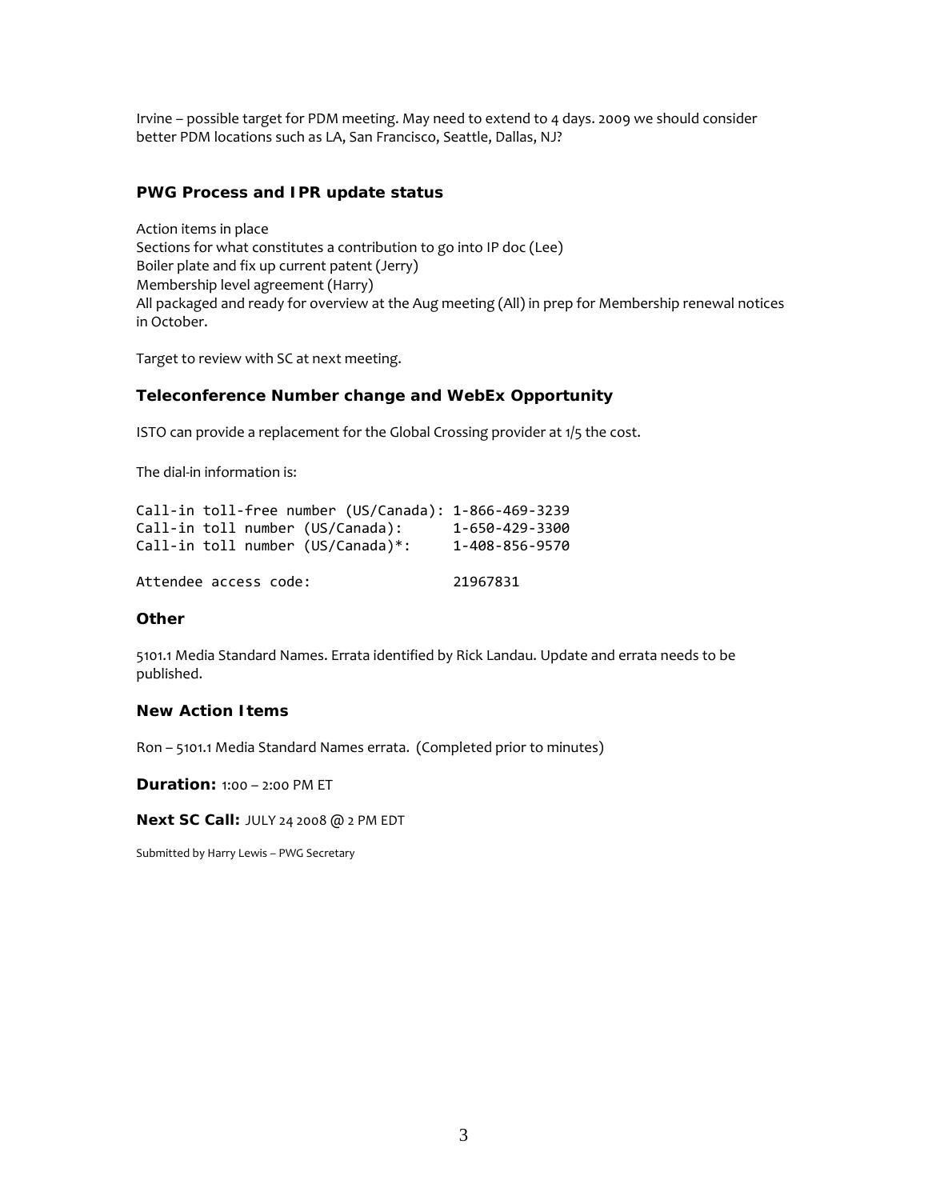Irvine – possible target for PDM meeting. May need to extend to 4 days. 2009 we should consider better PDM locations such as LA, San Francisco, Seattle, Dallas, NJ?

### PWG Process and IPR update status

Action items in place
Sections for what constitutes a contribution to go into IP doc (Lee)
Boiler plate and fix up current patent (Jerry)
Membership level agreement (Harry)
All packaged and ready for overview at the Aug meeting (All) in prep for Membership renewal notices in October.

Target to review with SC at next meeting.

### Teleconference Number change and WebEx Opportunity

ISTO can provide a replacement for the Global Crossing provider at 1/5 the cost.

The dial-in information is:

```
Call-in toll-free number (US/Canada): 1-866-469-3239
Call-in toll number (US/Canada):      1-650-429-3300
Call-in toll number (US/Canada)*:     1-408-856-9570

Attendee access code:                 21967831
```

### Other

5101.1 Media Standard Names. Errata identified by Rick Landau. Update and errata needs to be published.

### New Action Items

Ron – 5101.1 Media Standard Names errata. (Completed prior to minutes)

**Duration:** 1:00 – 2:00 PM ET

**Next SC Call:** JULY 24 2008 @ 2 PM EDT

Submitted by Harry Lewis – PWG Secretary